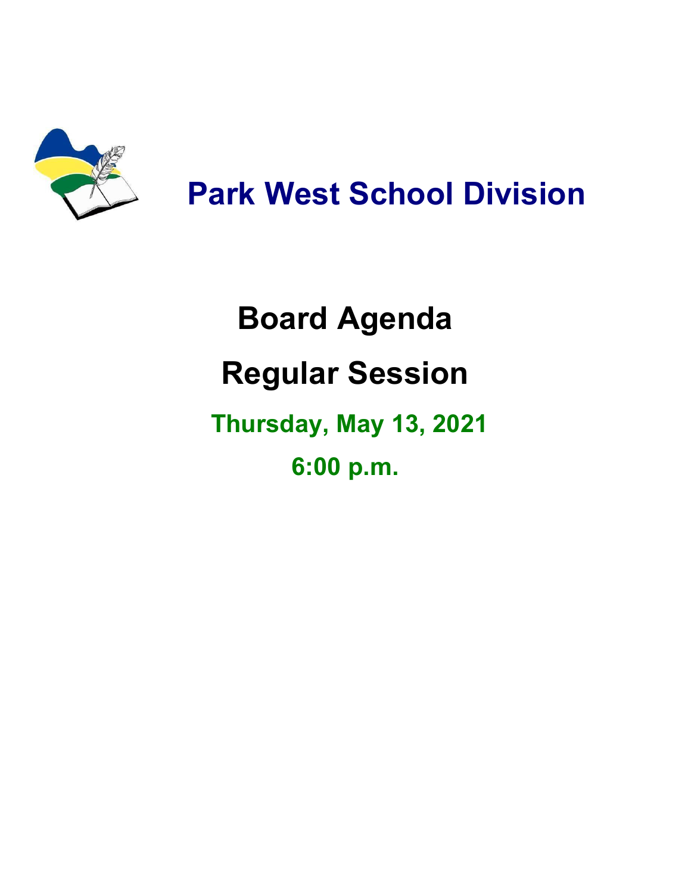# Park West School Division

## Board Agenda

## Regular Session

**Thursday, May 13, 2021**

**6:00 p.m.**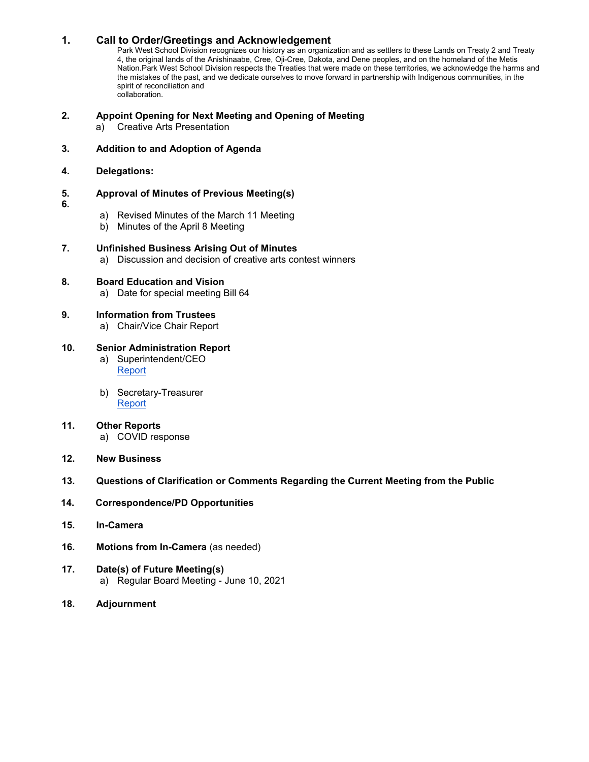1. **Call to Order/Greetings and Acknowledgement**

   Park West School Division recognizes our history as an organization and as settlers to these Lands on Treaty 2 and Treaty 4, the original lands of the Anishinaabe, Cree, Oji-Cree, Dakota, and Dene peoples, and on the homeland of the Metis Nation.Park West School Division respects the Treaties that were made on these territories, we acknowledge the harms and the mistakes of the past, and we dedicate ourselves to move forward in partnership with Indigenous communities, in the spirit of reconciliation and collaboration.

2. **Appoint Opening for Next Meeting and Opening of Meeting**
   a) Creative Arts Presentation

3. **Addition to and Adoption of Agenda**

4. **Delegations:**

5. **Approval of Minutes of Previous Meeting(s)**

6. a) Revised Minutes of the March 11 Meeting
   b) Minutes of the April 8 Meeting

7. **Unfinished Business Arising Out of Minutes**
   a) Discussion and decision of creative arts contest winners

8. **Board Education and Vision**
   a) Date for special meeting Bill 64

9. **Information from Trustees**
   a) Chair/Vice Chair Report

10. **Senior Administration Report**
    a) Superintendent/CEO
       Report

    b) Secretary-Treasurer
       Report

11. **Other Reports**
    a) COVID response

12. **New Business**

13. **Questions of Clarification or Comments Regarding the Current Meeting from the Public**

14. **Correspondence/PD Opportunities**

15. **In-Camera**

16. **Motions from In-Camera** (as needed)

17. **Date(s) of Future Meeting(s)**
    a) Regular Board Meeting - June 10, 2021

18. **Adjournment**